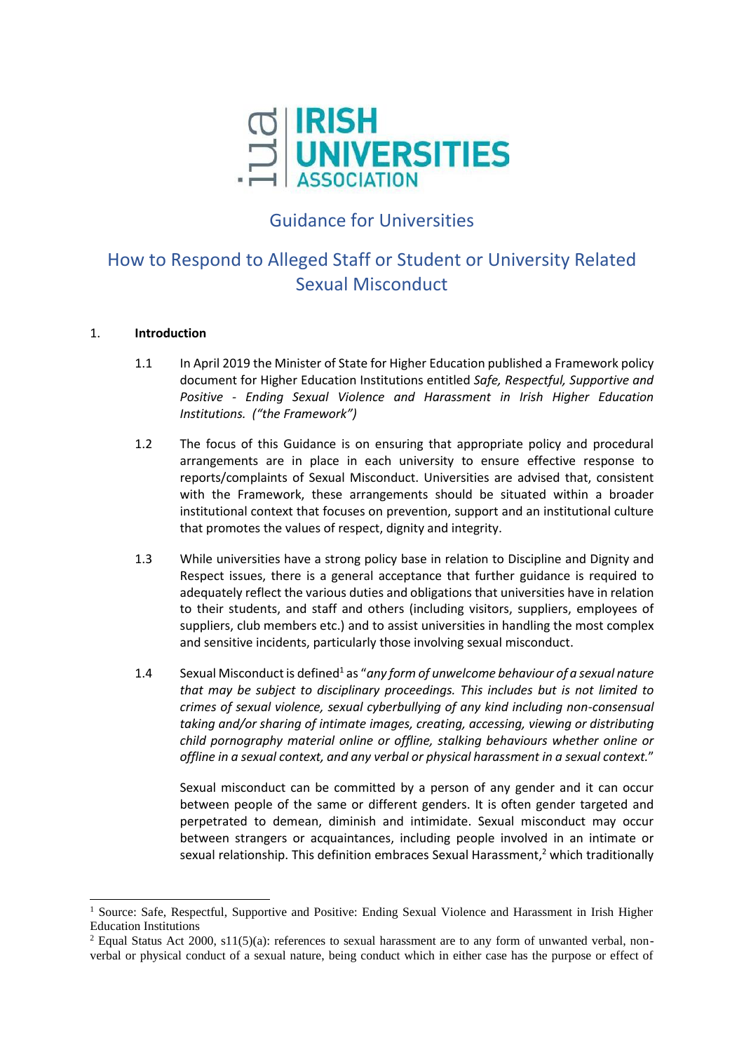IRISH UNIVERSITIES ASSOCIATION

## Guidance for Universities

# How to Respond to Alleged Staff or Student or University Related Sexual Misconduct

1. **Introduction**

1.1 In April 2019 the Minister of State for Higher Education published a Framework policy document for Higher Education Institutions entitled *Safe, Respectful, Supportive and Positive - Ending Sexual Violence and Harassment in Irish Higher Education Institutions. ("the Framework")*

1.2 The focus of this Guidance is on ensuring that appropriate policy and procedural arrangements are in place in each university to ensure effective response to reports/complaints of Sexual Misconduct. Universities are advised that, consistent with the Framework, these arrangements should be situated within a broader institutional context that focuses on prevention, support and an institutional culture that promotes the values of respect, dignity and integrity.

1.3 While universities have a strong policy base in relation to Discipline and Dignity and Respect issues, there is a general acceptance that further guidance is required to adequately reflect the various duties and obligations that universities have in relation to their students, and staff and others (including visitors, suppliers, employees of suppliers, club members etc.) and to assist universities in handling the most complex and sensitive incidents, particularly those involving sexual misconduct.

1.4 Sexual Misconduct is defined[1] as "*any form of unwelcome behaviour of a sexual nature that may be subject to disciplinary proceedings. This includes but is not limited to crimes of sexual violence, sexual cyberbullying of any kind including non-consensual taking and/or sharing of intimate images, creating, accessing, viewing or distributing child pornography material online or offline, stalking behaviours whether online or offline in a sexual context, and any verbal or physical harassment in a sexual context.*"

Sexual misconduct can be committed by a person of any gender and it can occur between people of the same or different genders. It is often gender targeted and perpetrated to demean, diminish and intimidate. Sexual misconduct may occur between strangers or acquaintances, including people involved in an intimate or sexual relationship. This definition embraces Sexual Harassment,[2] which traditionally

---

[1] Source: Safe, Respectful, Supportive and Positive: Ending Sexual Violence and Harassment in Irish Higher Education Institutions

[2] Equal Status Act 2000, s11(5)(a): references to sexual harassment are to any form of unwanted verbal, non-verbal or physical conduct of a sexual nature, being conduct which in either case has the purpose or effect of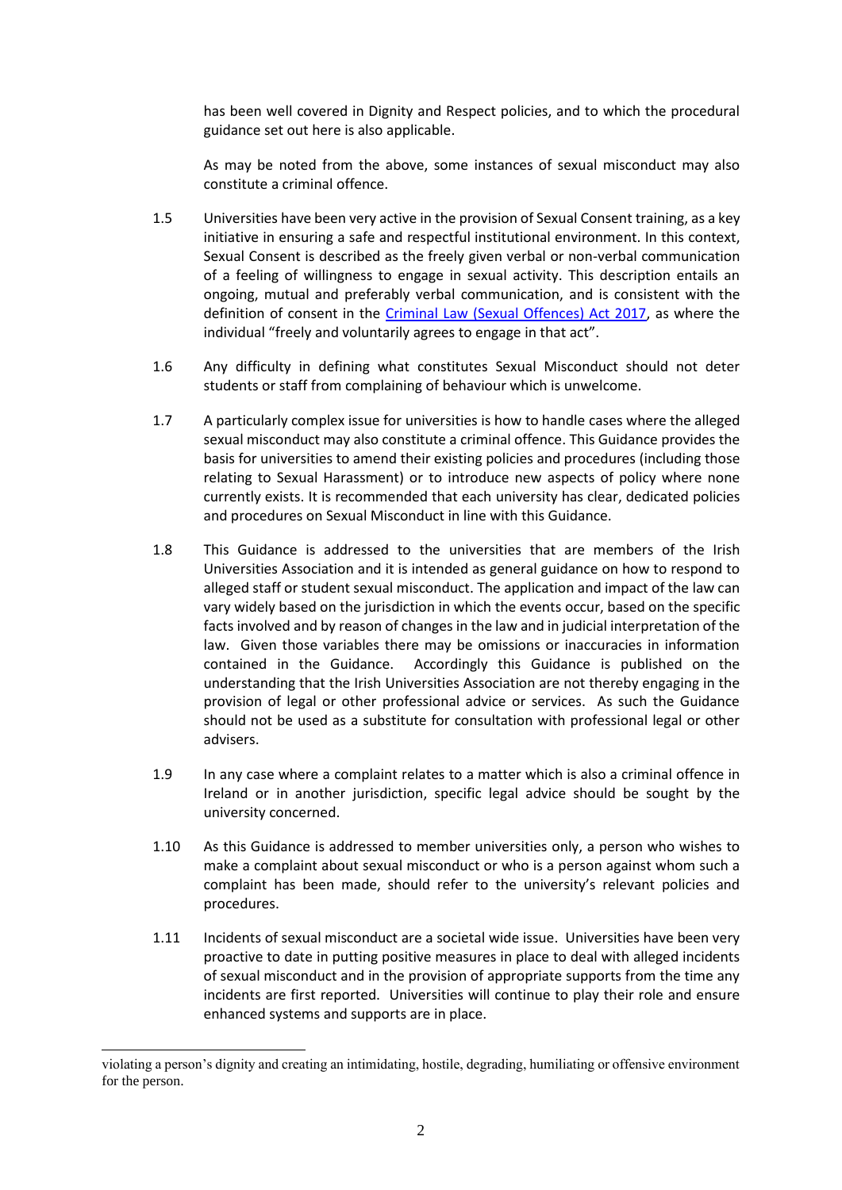has been well covered in Dignity and Respect policies, and to which the procedural guidance set out here is also applicable.

As may be noted from the above, some instances of sexual misconduct may also constitute a criminal offence.

1.5 Universities have been very active in the provision of Sexual Consent training, as a key initiative in ensuring a safe and respectful institutional environment. In this context, Sexual Consent is described as the freely given verbal or non-verbal communication of a feeling of willingness to engage in sexual activity. This description entails an ongoing, mutual and preferably verbal communication, and is consistent with the definition of consent in the Criminal Law (Sexual Offences) Act 2017, as where the individual "freely and voluntarily agrees to engage in that act".

1.6 Any difficulty in defining what constitutes Sexual Misconduct should not deter students or staff from complaining of behaviour which is unwelcome.

1.7 A particularly complex issue for universities is how to handle cases where the alleged sexual misconduct may also constitute a criminal offence. This Guidance provides the basis for universities to amend their existing policies and procedures (including those relating to Sexual Harassment) or to introduce new aspects of policy where none currently exists. It is recommended that each university has clear, dedicated policies and procedures on Sexual Misconduct in line with this Guidance.

1.8 This Guidance is addressed to the universities that are members of the Irish Universities Association and it is intended as general guidance on how to respond to alleged staff or student sexual misconduct. The application and impact of the law can vary widely based on the jurisdiction in which the events occur, based on the specific facts involved and by reason of changes in the law and in judicial interpretation of the law. Given those variables there may be omissions or inaccuracies in information contained in the Guidance. Accordingly this Guidance is published on the understanding that the Irish Universities Association are not thereby engaging in the provision of legal or other professional advice or services. As such the Guidance should not be used as a substitute for consultation with professional legal or other advisers.

1.9 In any case where a complaint relates to a matter which is also a criminal offence in Ireland or in another jurisdiction, specific legal advice should be sought by the university concerned.

1.10 As this Guidance is addressed to member universities only, a person who wishes to make a complaint about sexual misconduct or who is a person against whom such a complaint has been made, should refer to the university's relevant policies and procedures.

1.11 Incidents of sexual misconduct are a societal wide issue. Universities have been very proactive to date in putting positive measures in place to deal with alleged incidents of sexual misconduct and in the provision of appropriate supports from the time any incidents are first reported. Universities will continue to play their role and ensure enhanced systems and supports are in place.

---

violating a person's dignity and creating an intimidating, hostile, degrading, humiliating or offensive environment for the person.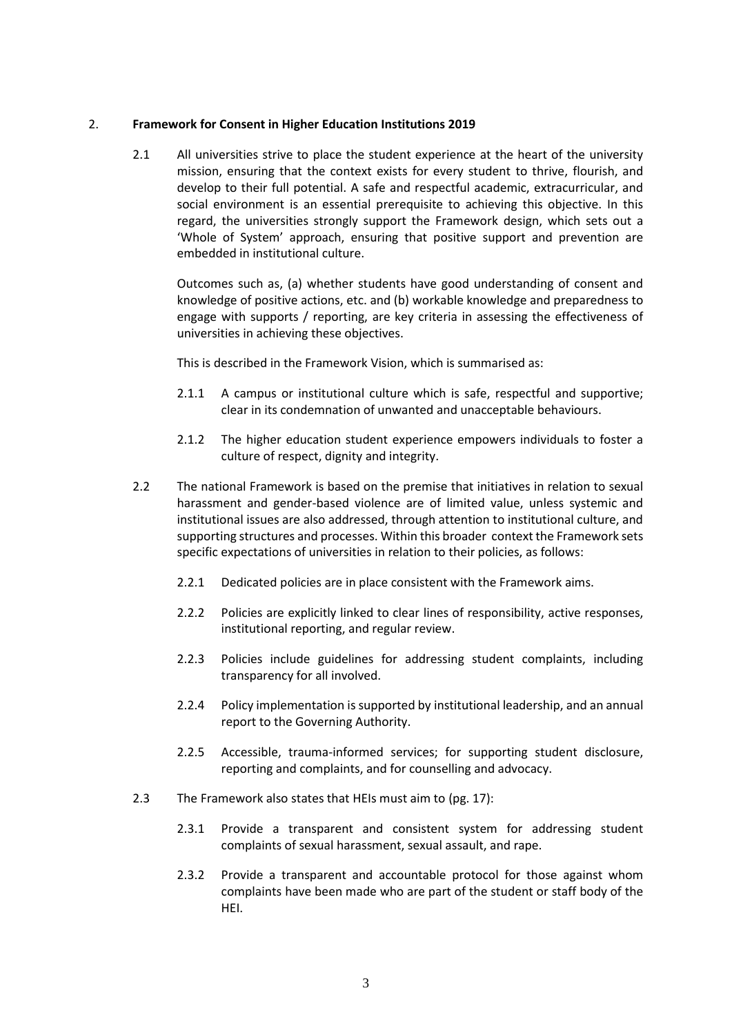## 2. Framework for Consent in Higher Education Institutions 2019

2.1 All universities strive to place the student experience at the heart of the university mission, ensuring that the context exists for every student to thrive, flourish, and develop to their full potential. A safe and respectful academic, extracurricular, and social environment is an essential prerequisite to achieving this objective. In this regard, the universities strongly support the Framework design, which sets out a 'Whole of System' approach, ensuring that positive support and prevention are embedded in institutional culture.

Outcomes such as, (a) whether students have good understanding of consent and knowledge of positive actions, etc. and (b) workable knowledge and preparedness to engage with supports / reporting, are key criteria in assessing the effectiveness of universities in achieving these objectives.

This is described in the Framework Vision, which is summarised as:

2.1.1 A campus or institutional culture which is safe, respectful and supportive; clear in its condemnation of unwanted and unacceptable behaviours.

2.1.2 The higher education student experience empowers individuals to foster a culture of respect, dignity and integrity.

2.2 The national Framework is based on the premise that initiatives in relation to sexual harassment and gender-based violence are of limited value, unless systemic and institutional issues are also addressed, through attention to institutional culture, and supporting structures and processes. Within this broader context the Framework sets specific expectations of universities in relation to their policies, as follows:

2.2.1 Dedicated policies are in place consistent with the Framework aims.

2.2.2 Policies are explicitly linked to clear lines of responsibility, active responses, institutional reporting, and regular review.

2.2.3 Policies include guidelines for addressing student complaints, including transparency for all involved.

2.2.4 Policy implementation is supported by institutional leadership, and an annual report to the Governing Authority.

2.2.5 Accessible, trauma-informed services; for supporting student disclosure, reporting and complaints, and for counselling and advocacy.

2.3 The Framework also states that HEIs must aim to (pg. 17):

2.3.1 Provide a transparent and consistent system for addressing student complaints of sexual harassment, sexual assault, and rape.

2.3.2 Provide a transparent and accountable protocol for those against whom complaints have been made who are part of the student or staff body of the HEI.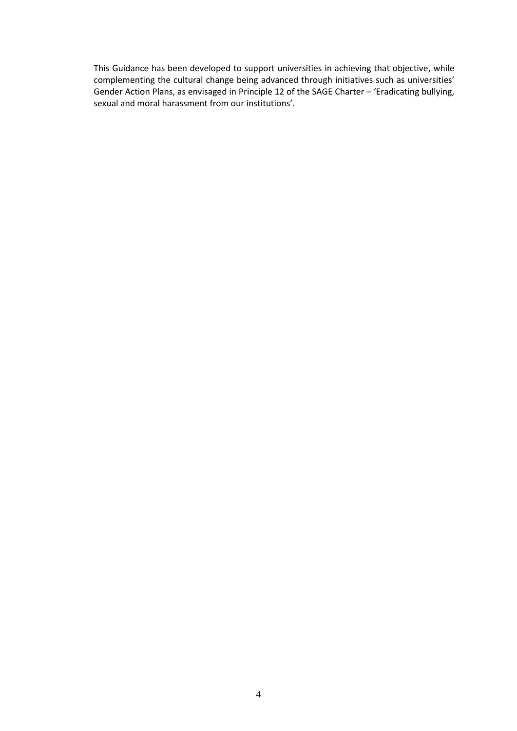This Guidance has been developed to support universities in achieving that objective, while complementing the cultural change being advanced through initiatives such as universities' Gender Action Plans, as envisaged in Principle 12 of the SAGE Charter – 'Eradicating bullying, sexual and moral harassment from our institutions'.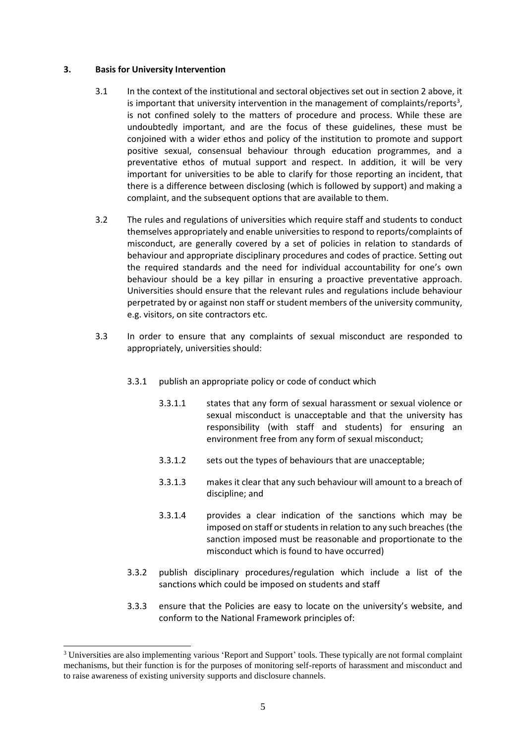## 3. Basis for University Intervention

3.1 In the context of the institutional and sectoral objectives set out in section 2 above, it is important that university intervention in the management of complaints/reports[3], is not confined solely to the matters of procedure and process. While these are undoubtedly important, and are the focus of these guidelines, these must be conjoined with a wider ethos and policy of the institution to promote and support positive sexual, consensual behaviour through education programmes, and a preventative ethos of mutual support and respect. In addition, it will be very important for universities to be able to clarify for those reporting an incident, that there is a difference between disclosing (which is followed by support) and making a complaint, and the subsequent options that are available to them.

3.2 The rules and regulations of universities which require staff and students to conduct themselves appropriately and enable universities to respond to reports/complaints of misconduct, are generally covered by a set of policies in relation to standards of behaviour and appropriate disciplinary procedures and codes of practice. Setting out the required standards and the need for individual accountability for one's own behaviour should be a key pillar in ensuring a proactive preventative approach. Universities should ensure that the relevant rules and regulations include behaviour perpetrated by or against non staff or student members of the university community, e.g. visitors, on site contractors etc.

3.3 In order to ensure that any complaints of sexual misconduct are responded to appropriately, universities should:

- 3.3.1 publish an appropriate policy or code of conduct which
  - 3.3.1.1 states that any form of sexual harassment or sexual violence or sexual misconduct is unacceptable and that the university has responsibility (with staff and students) for ensuring an environment free from any form of sexual misconduct;
  - 3.3.1.2 sets out the types of behaviours that are unacceptable;
  - 3.3.1.3 makes it clear that any such behaviour will amount to a breach of discipline; and
  - 3.3.1.4 provides a clear indication of the sanctions which may be imposed on staff or students in relation to any such breaches (the sanction imposed must be reasonable and proportionate to the misconduct which is found to have occurred)
- 3.3.2 publish disciplinary procedures/regulation which include a list of the sanctions which could be imposed on students and staff
- 3.3.3 ensure that the Policies are easy to locate on the university's website, and conform to the National Framework principles of:

---

[3] Universities are also implementing various 'Report and Support' tools. These typically are not formal complaint mechanisms, but their function is for the purposes of monitoring self-reports of harassment and misconduct and to raise awareness of existing university supports and disclosure channels.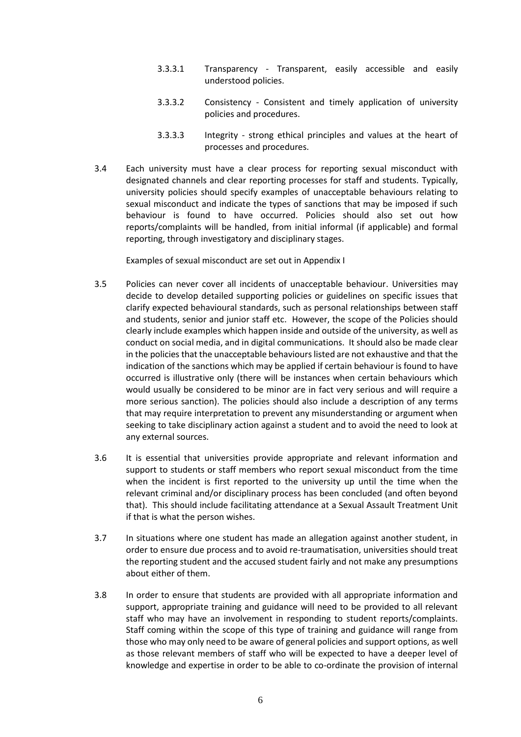3.3.3.1 Transparency - Transparent, easily accessible and easily understood policies.

3.3.3.2 Consistency - Consistent and timely application of university policies and procedures.

3.3.3.3 Integrity - strong ethical principles and values at the heart of processes and procedures.

3.4 Each university must have a clear process for reporting sexual misconduct with designated channels and clear reporting processes for staff and students. Typically, university policies should specify examples of unacceptable behaviours relating to sexual misconduct and indicate the types of sanctions that may be imposed if such behaviour is found to have occurred. Policies should also set out how reports/complaints will be handled, from initial informal (if applicable) and formal reporting, through investigatory and disciplinary stages.

Examples of sexual misconduct are set out in Appendix I

3.5 Policies can never cover all incidents of unacceptable behaviour. Universities may decide to develop detailed supporting policies or guidelines on specific issues that clarify expected behavioural standards, such as personal relationships between staff and students, senior and junior staff etc. However, the scope of the Policies should clearly include examples which happen inside and outside of the university, as well as conduct on social media, and in digital communications. It should also be made clear in the policies that the unacceptable behaviours listed are not exhaustive and that the indication of the sanctions which may be applied if certain behaviour is found to have occurred is illustrative only (there will be instances when certain behaviours which would usually be considered to be minor are in fact very serious and will require a more serious sanction). The policies should also include a description of any terms that may require interpretation to prevent any misunderstanding or argument when seeking to take disciplinary action against a student and to avoid the need to look at any external sources.

3.6 It is essential that universities provide appropriate and relevant information and support to students or staff members who report sexual misconduct from the time when the incident is first reported to the university up until the time when the relevant criminal and/or disciplinary process has been concluded (and often beyond that). This should include facilitating attendance at a Sexual Assault Treatment Unit if that is what the person wishes.

3.7 In situations where one student has made an allegation against another student, in order to ensure due process and to avoid re-traumatisation, universities should treat the reporting student and the accused student fairly and not make any presumptions about either of them.

3.8 In order to ensure that students are provided with all appropriate information and support, appropriate training and guidance will need to be provided to all relevant staff who may have an involvement in responding to student reports/complaints. Staff coming within the scope of this type of training and guidance will range from those who may only need to be aware of general policies and support options, as well as those relevant members of staff who will be expected to have a deeper level of knowledge and expertise in order to be able to co-ordinate the provision of internal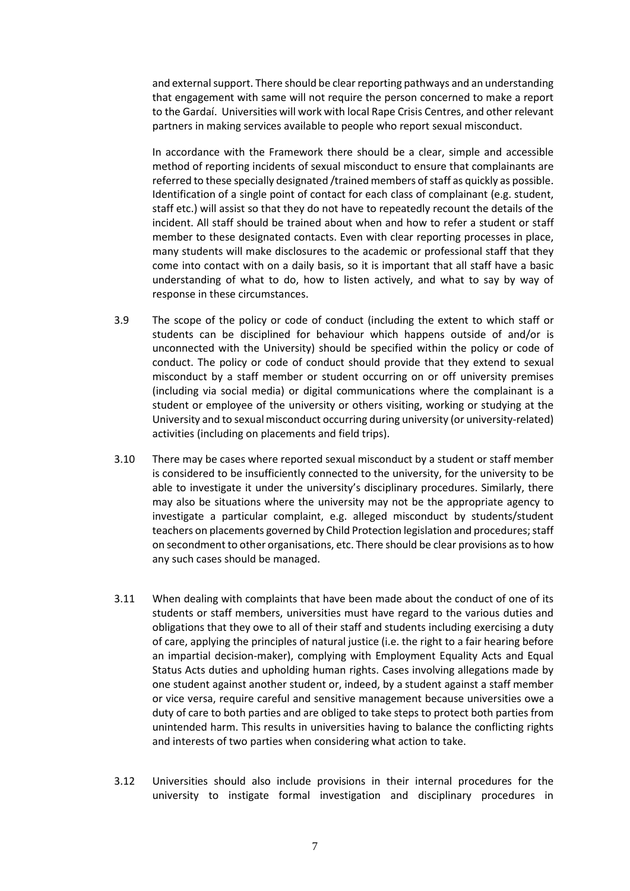and external support. There should be clear reporting pathways and an understanding that engagement with same will not require the person concerned to make a report to the Gardaí. Universities will work with local Rape Crisis Centres, and other relevant partners in making services available to people who report sexual misconduct.

In accordance with the Framework there should be a clear, simple and accessible method of reporting incidents of sexual misconduct to ensure that complainants are referred to these specially designated /trained members of staff as quickly as possible. Identification of a single point of contact for each class of complainant (e.g. student, staff etc.) will assist so that they do not have to repeatedly recount the details of the incident. All staff should be trained about when and how to refer a student or staff member to these designated contacts. Even with clear reporting processes in place, many students will make disclosures to the academic or professional staff that they come into contact with on a daily basis, so it is important that all staff have a basic understanding of what to do, how to listen actively, and what to say by way of response in these circumstances.

3.9 The scope of the policy or code of conduct (including the extent to which staff or students can be disciplined for behaviour which happens outside of and/or is unconnected with the University) should be specified within the policy or code of conduct. The policy or code of conduct should provide that they extend to sexual misconduct by a staff member or student occurring on or off university premises (including via social media) or digital communications where the complainant is a student or employee of the university or others visiting, working or studying at the University and to sexual misconduct occurring during university (or university-related) activities (including on placements and field trips).

3.10 There may be cases where reported sexual misconduct by a student or staff member is considered to be insufficiently connected to the university, for the university to be able to investigate it under the university's disciplinary procedures. Similarly, there may also be situations where the university may not be the appropriate agency to investigate a particular complaint, e.g. alleged misconduct by students/student teachers on placements governed by Child Protection legislation and procedures; staff on secondment to other organisations, etc. There should be clear provisions as to how any such cases should be managed.

3.11 When dealing with complaints that have been made about the conduct of one of its students or staff members, universities must have regard to the various duties and obligations that they owe to all of their staff and students including exercising a duty of care, applying the principles of natural justice (i.e. the right to a fair hearing before an impartial decision-maker), complying with Employment Equality Acts and Equal Status Acts duties and upholding human rights. Cases involving allegations made by one student against another student or, indeed, by a student against a staff member or vice versa, require careful and sensitive management because universities owe a duty of care to both parties and are obliged to take steps to protect both parties from unintended harm. This results in universities having to balance the conflicting rights and interests of two parties when considering what action to take.

3.12 Universities should also include provisions in their internal procedures for the university to instigate formal investigation and disciplinary procedures in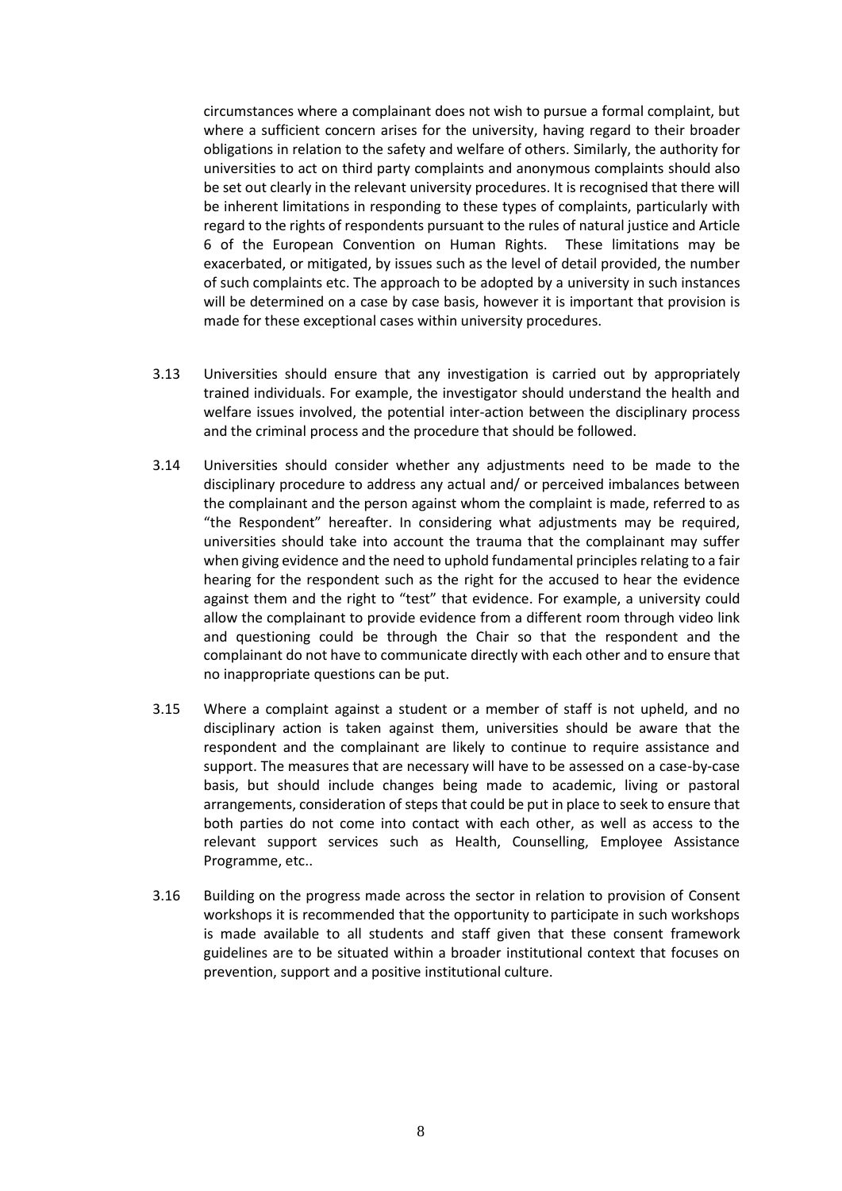circumstances where a complainant does not wish to pursue a formal complaint, but where a sufficient concern arises for the university, having regard to their broader obligations in relation to the safety and welfare of others. Similarly, the authority for universities to act on third party complaints and anonymous complaints should also be set out clearly in the relevant university procedures. It is recognised that there will be inherent limitations in responding to these types of complaints, particularly with regard to the rights of respondents pursuant to the rules of natural justice and Article 6 of the European Convention on Human Rights. These limitations may be exacerbated, or mitigated, by issues such as the level of detail provided, the number of such complaints etc. The approach to be adopted by a university in such instances will be determined on a case by case basis, however it is important that provision is made for these exceptional cases within university procedures.

3.13 Universities should ensure that any investigation is carried out by appropriately trained individuals. For example, the investigator should understand the health and welfare issues involved, the potential inter-action between the disciplinary process and the criminal process and the procedure that should be followed.

3.14 Universities should consider whether any adjustments need to be made to the disciplinary procedure to address any actual and/ or perceived imbalances between the complainant and the person against whom the complaint is made, referred to as "the Respondent" hereafter. In considering what adjustments may be required, universities should take into account the trauma that the complainant may suffer when giving evidence and the need to uphold fundamental principles relating to a fair hearing for the respondent such as the right for the accused to hear the evidence against them and the right to "test" that evidence. For example, a university could allow the complainant to provide evidence from a different room through video link and questioning could be through the Chair so that the respondent and the complainant do not have to communicate directly with each other and to ensure that no inappropriate questions can be put.

3.15 Where a complaint against a student or a member of staff is not upheld, and no disciplinary action is taken against them, universities should be aware that the respondent and the complainant are likely to continue to require assistance and support. The measures that are necessary will have to be assessed on a case-by-case basis, but should include changes being made to academic, living or pastoral arrangements, consideration of steps that could be put in place to seek to ensure that both parties do not come into contact with each other, as well as access to the relevant support services such as Health, Counselling, Employee Assistance Programme, etc..

3.16 Building on the progress made across the sector in relation to provision of Consent workshops it is recommended that the opportunity to participate in such workshops is made available to all students and staff given that these consent framework guidelines are to be situated within a broader institutional context that focuses on prevention, support and a positive institutional culture.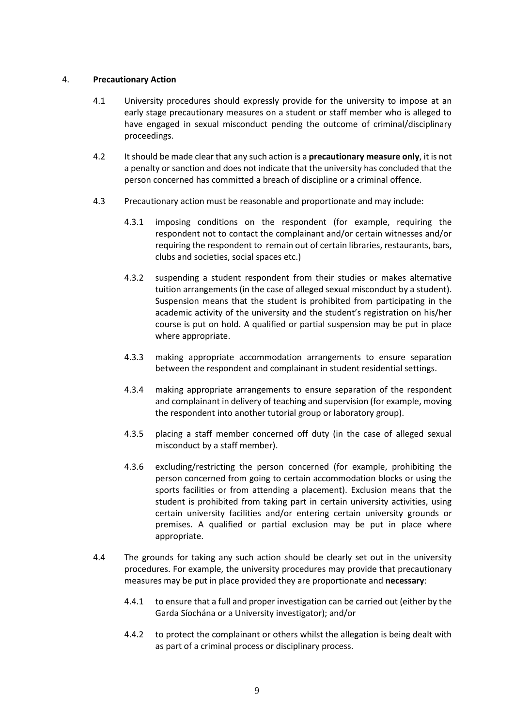## 4. **Precautionary Action**

4.1 University procedures should expressly provide for the university to impose at an early stage precautionary measures on a student or staff member who is alleged to have engaged in sexual misconduct pending the outcome of criminal/disciplinary proceedings.

4.2 It should be made clear that any such action is a **precautionary measure only**, it is not a penalty or sanction and does not indicate that the university has concluded that the person concerned has committed a breach of discipline or a criminal offence.

4.3 Precautionary action must be reasonable and proportionate and may include:

4.3.1 imposing conditions on the respondent (for example, requiring the respondent not to contact the complainant and/or certain witnesses and/or requiring the respondent to remain out of certain libraries, restaurants, bars, clubs and societies, social spaces etc.)

4.3.2 suspending a student respondent from their studies or makes alternative tuition arrangements (in the case of alleged sexual misconduct by a student). Suspension means that the student is prohibited from participating in the academic activity of the university and the student's registration on his/her course is put on hold. A qualified or partial suspension may be put in place where appropriate.

4.3.3 making appropriate accommodation arrangements to ensure separation between the respondent and complainant in student residential settings.

4.3.4 making appropriate arrangements to ensure separation of the respondent and complainant in delivery of teaching and supervision (for example, moving the respondent into another tutorial group or laboratory group).

4.3.5 placing a staff member concerned off duty (in the case of alleged sexual misconduct by a staff member).

4.3.6 excluding/restricting the person concerned (for example, prohibiting the person concerned from going to certain accommodation blocks or using the sports facilities or from attending a placement). Exclusion means that the student is prohibited from taking part in certain university activities, using certain university facilities and/or entering certain university grounds or premises. A qualified or partial exclusion may be put in place where appropriate.

4.4 The grounds for taking any such action should be clearly set out in the university procedures. For example, the university procedures may provide that precautionary measures may be put in place provided they are proportionate and **necessary**:

4.4.1 to ensure that a full and proper investigation can be carried out (either by the Garda Síochána or a University investigator); and/or

4.4.2 to protect the complainant or others whilst the allegation is being dealt with as part of a criminal process or disciplinary process.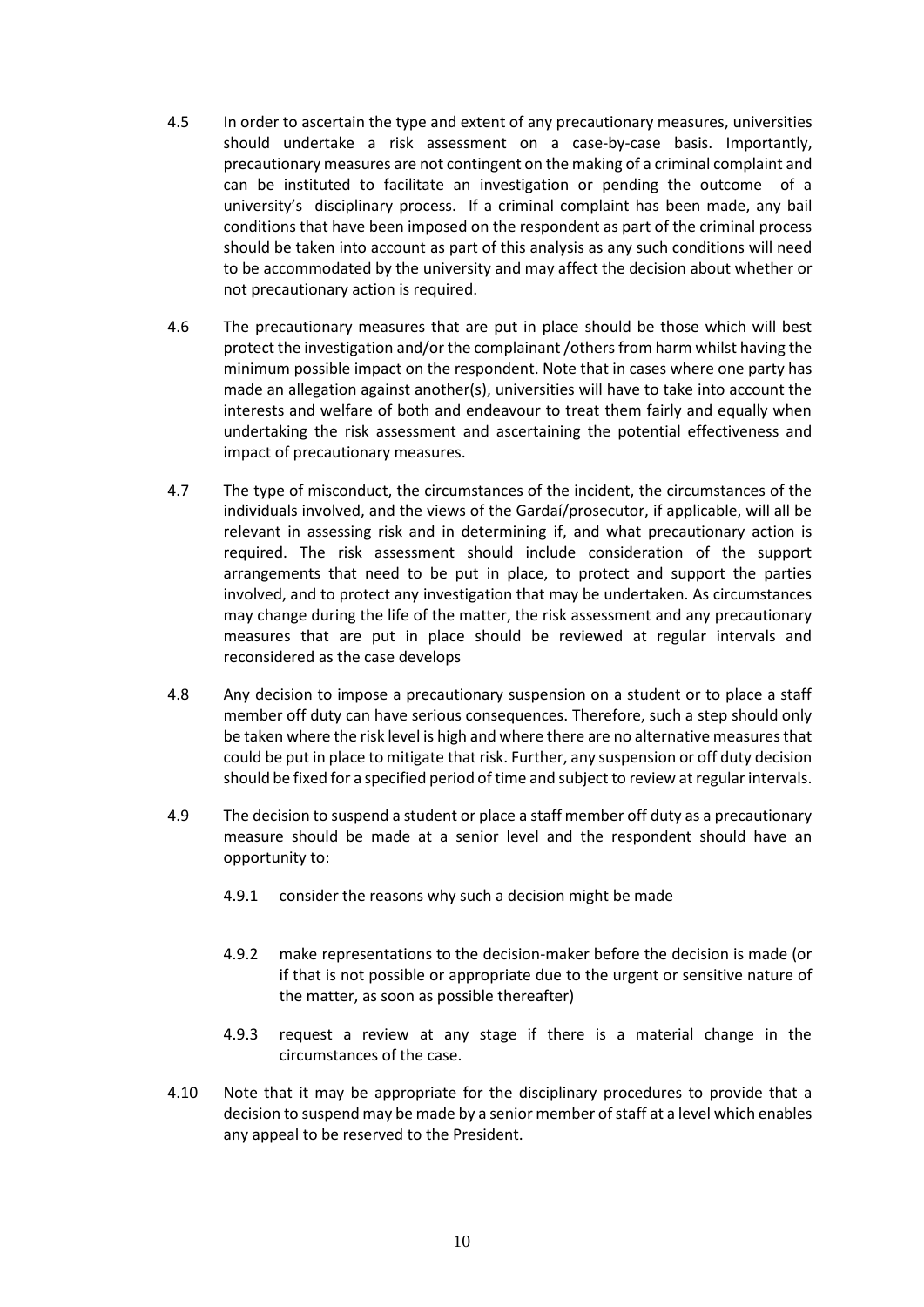4.5 In order to ascertain the type and extent of any precautionary measures, universities should undertake a risk assessment on a case-by-case basis. Importantly, precautionary measures are not contingent on the making of a criminal complaint and can be instituted to facilitate an investigation or pending the outcome of a university's disciplinary process. If a criminal complaint has been made, any bail conditions that have been imposed on the respondent as part of the criminal process should be taken into account as part of this analysis as any such conditions will need to be accommodated by the university and may affect the decision about whether or not precautionary action is required.

4.6 The precautionary measures that are put in place should be those which will best protect the investigation and/or the complainant /others from harm whilst having the minimum possible impact on the respondent. Note that in cases where one party has made an allegation against another(s), universities will have to take into account the interests and welfare of both and endeavour to treat them fairly and equally when undertaking the risk assessment and ascertaining the potential effectiveness and impact of precautionary measures.

4.7 The type of misconduct, the circumstances of the incident, the circumstances of the individuals involved, and the views of the Gardaí/prosecutor, if applicable, will all be relevant in assessing risk and in determining if, and what precautionary action is required. The risk assessment should include consideration of the support arrangements that need to be put in place, to protect and support the parties involved, and to protect any investigation that may be undertaken. As circumstances may change during the life of the matter, the risk assessment and any precautionary measures that are put in place should be reviewed at regular intervals and reconsidered as the case develops

4.8 Any decision to impose a precautionary suspension on a student or to place a staff member off duty can have serious consequences. Therefore, such a step should only be taken where the risk level is high and where there are no alternative measures that could be put in place to mitigate that risk. Further, any suspension or off duty decision should be fixed for a specified period of time and subject to review at regular intervals.

4.9 The decision to suspend a student or place a staff member off duty as a precautionary measure should be made at a senior level and the respondent should have an opportunity to:

4.9.1 consider the reasons why such a decision might be made

4.9.2 make representations to the decision-maker before the decision is made (or if that is not possible or appropriate due to the urgent or sensitive nature of the matter, as soon as possible thereafter)

4.9.3 request a review at any stage if there is a material change in the circumstances of the case.

4.10 Note that it may be appropriate for the disciplinary procedures to provide that a decision to suspend may be made by a senior member of staff at a level which enables any appeal to be reserved to the President.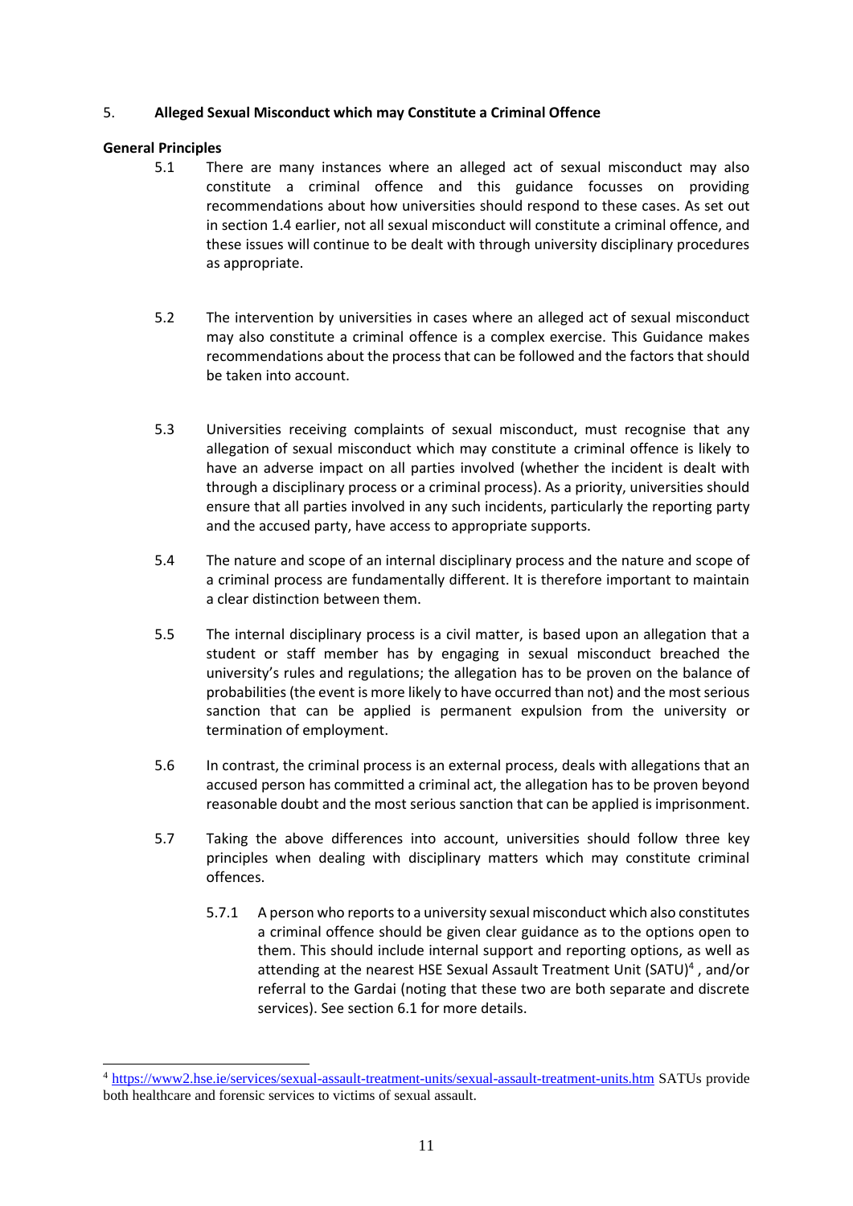## 5. Alleged Sexual Misconduct which may Constitute a Criminal Offence

### General Principles

5.1 There are many instances where an alleged act of sexual misconduct may also constitute a criminal offence and this guidance focusses on providing recommendations about how universities should respond to these cases. As set out in section 1.4 earlier, not all sexual misconduct will constitute a criminal offence, and these issues will continue to be dealt with through university disciplinary procedures as appropriate.

5.2 The intervention by universities in cases where an alleged act of sexual misconduct may also constitute a criminal offence is a complex exercise. This Guidance makes recommendations about the process that can be followed and the factors that should be taken into account.

5.3 Universities receiving complaints of sexual misconduct, must recognise that any allegation of sexual misconduct which may constitute a criminal offence is likely to have an adverse impact on all parties involved (whether the incident is dealt with through a disciplinary process or a criminal process). As a priority, universities should ensure that all parties involved in any such incidents, particularly the reporting party and the accused party, have access to appropriate supports.

5.4 The nature and scope of an internal disciplinary process and the nature and scope of a criminal process are fundamentally different. It is therefore important to maintain a clear distinction between them.

5.5 The internal disciplinary process is a civil matter, is based upon an allegation that a student or staff member has by engaging in sexual misconduct breached the university's rules and regulations; the allegation has to be proven on the balance of probabilities (the event is more likely to have occurred than not) and the most serious sanction that can be applied is permanent expulsion from the university or termination of employment.

5.6 In contrast, the criminal process is an external process, deals with allegations that an accused person has committed a criminal act, the allegation has to be proven beyond reasonable doubt and the most serious sanction that can be applied is imprisonment.

5.7 Taking the above differences into account, universities should follow three key principles when dealing with disciplinary matters which may constitute criminal offences.

5.7.1 A person who reports to a university sexual misconduct which also constitutes a criminal offence should be given clear guidance as to the options open to them. This should include internal support and reporting options, as well as attending at the nearest HSE Sexual Assault Treatment Unit (SATU)[4] , and/or referral to the Gardai (noting that these two are both separate and discrete services). See section 6.1 for more details.

---

[4] https://www2.hse.ie/services/sexual-assault-treatment-units/sexual-assault-treatment-units.htm SATUs provide both healthcare and forensic services to victims of sexual assault.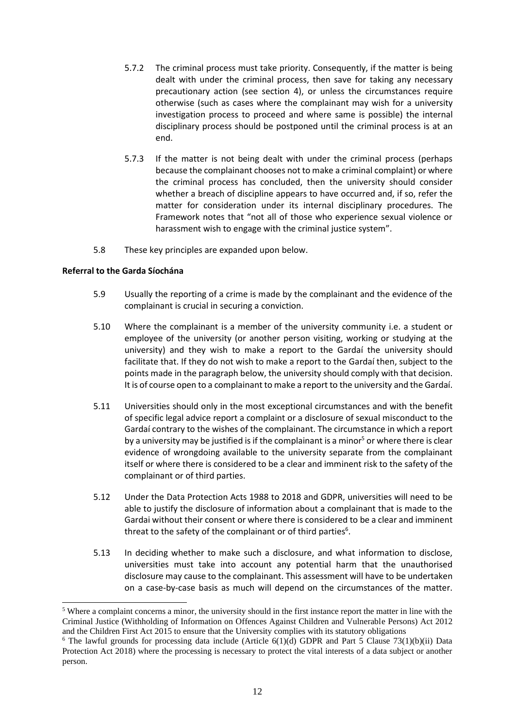5.7.2 The criminal process must take priority. Consequently, if the matter is being dealt with under the criminal process, then save for taking any necessary precautionary action (see section 4), or unless the circumstances require otherwise (such as cases where the complainant may wish for a university investigation process to proceed and where same is possible) the internal disciplinary process should be postponed until the criminal process is at an end.

5.7.3 If the matter is not being dealt with under the criminal process (perhaps because the complainant chooses not to make a criminal complaint) or where the criminal process has concluded, then the university should consider whether a breach of discipline appears to have occurred and, if so, refer the matter for consideration under its internal disciplinary procedures. The Framework notes that "not all of those who experience sexual violence or harassment wish to engage with the criminal justice system".

5.8 These key principles are expanded upon below.

**Referral to the Garda Síochána**

5.9 Usually the reporting of a crime is made by the complainant and the evidence of the complainant is crucial in securing a conviction.

5.10 Where the complainant is a member of the university community i.e. a student or employee of the university (or another person visiting, working or studying at the university) and they wish to make a report to the Gardaí the university should facilitate that. If they do not wish to make a report to the Gardaí then, subject to the points made in the paragraph below, the university should comply with that decision. It is of course open to a complainant to make a report to the university and the Gardaí.

5.11 Universities should only in the most exceptional circumstances and with the benefit of specific legal advice report a complaint or a disclosure of sexual misconduct to the Gardaí contrary to the wishes of the complainant. The circumstance in which a report by a university may be justified is if the complainant is a minor[5] or where there is clear evidence of wrongdoing available to the university separate from the complainant itself or where there is considered to be a clear and imminent risk to the safety of the complainant or of third parties.

5.12 Under the Data Protection Acts 1988 to 2018 and GDPR, universities will need to be able to justify the disclosure of information about a complainant that is made to the Gardai without their consent or where there is considered to be a clear and imminent threat to the safety of the complainant or of third parties[6].

5.13 In deciding whether to make such a disclosure, and what information to disclose, universities must take into account any potential harm that the unauthorised disclosure may cause to the complainant. This assessment will have to be undertaken on a case-by-case basis as much will depend on the circumstances of the matter.

[5] Where a complaint concerns a minor, the university should in the first instance report the matter in line with the Criminal Justice (Withholding of Information on Offences Against Children and Vulnerable Persons) Act 2012 and the Children First Act 2015 to ensure that the University complies with its statutory obligations

[6] The lawful grounds for processing data include (Article 6(1)(d) GDPR and Part 5 Clause 73(1)(b)(ii) Data Protection Act 2018) where the processing is necessary to protect the vital interests of a data subject or another person.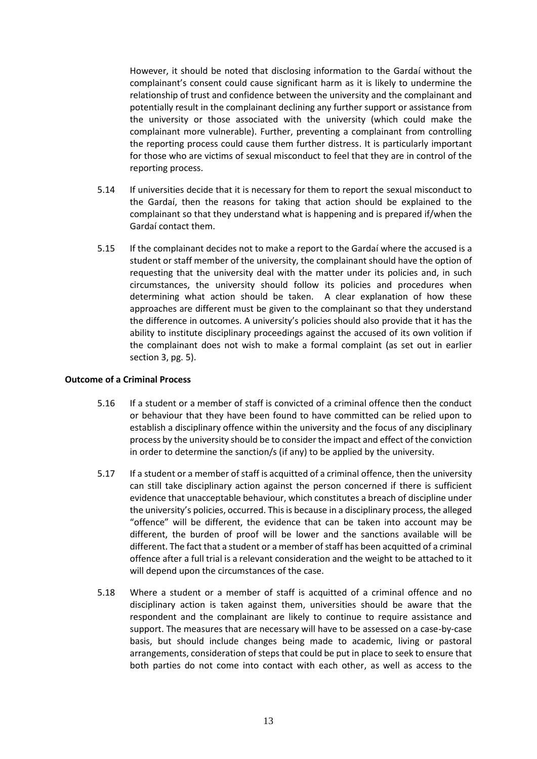However, it should be noted that disclosing information to the Gardaí without the complainant's consent could cause significant harm as it is likely to undermine the relationship of trust and confidence between the university and the complainant and potentially result in the complainant declining any further support or assistance from the university or those associated with the university (which could make the complainant more vulnerable). Further, preventing a complainant from controlling the reporting process could cause them further distress. It is particularly important for those who are victims of sexual misconduct to feel that they are in control of the reporting process.

5.14 If universities decide that it is necessary for them to report the sexual misconduct to the Gardaí, then the reasons for taking that action should be explained to the complainant so that they understand what is happening and is prepared if/when the Gardaí contact them.

5.15 If the complainant decides not to make a report to the Gardaí where the accused is a student or staff member of the university, the complainant should have the option of requesting that the university deal with the matter under its policies and, in such circumstances, the university should follow its policies and procedures when determining what action should be taken. A clear explanation of how these approaches are different must be given to the complainant so that they understand the difference in outcomes. A university's policies should also provide that it has the ability to institute disciplinary proceedings against the accused of its own volition if the complainant does not wish to make a formal complaint (as set out in earlier section 3, pg. 5).

**Outcome of a Criminal Process**

5.16 If a student or a member of staff is convicted of a criminal offence then the conduct or behaviour that they have been found to have committed can be relied upon to establish a disciplinary offence within the university and the focus of any disciplinary process by the university should be to consider the impact and effect of the conviction in order to determine the sanction/s (if any) to be applied by the university.

5.17 If a student or a member of staff is acquitted of a criminal offence, then the university can still take disciplinary action against the person concerned if there is sufficient evidence that unacceptable behaviour, which constitutes a breach of discipline under the university's policies, occurred. This is because in a disciplinary process, the alleged "offence" will be different, the evidence that can be taken into account may be different, the burden of proof will be lower and the sanctions available will be different. The fact that a student or a member of staff has been acquitted of a criminal offence after a full trial is a relevant consideration and the weight to be attached to it will depend upon the circumstances of the case.

5.18 Where a student or a member of staff is acquitted of a criminal offence and no disciplinary action is taken against them, universities should be aware that the respondent and the complainant are likely to continue to require assistance and support. The measures that are necessary will have to be assessed on a case-by-case basis, but should include changes being made to academic, living or pastoral arrangements, consideration of steps that could be put in place to seek to ensure that both parties do not come into contact with each other, as well as access to the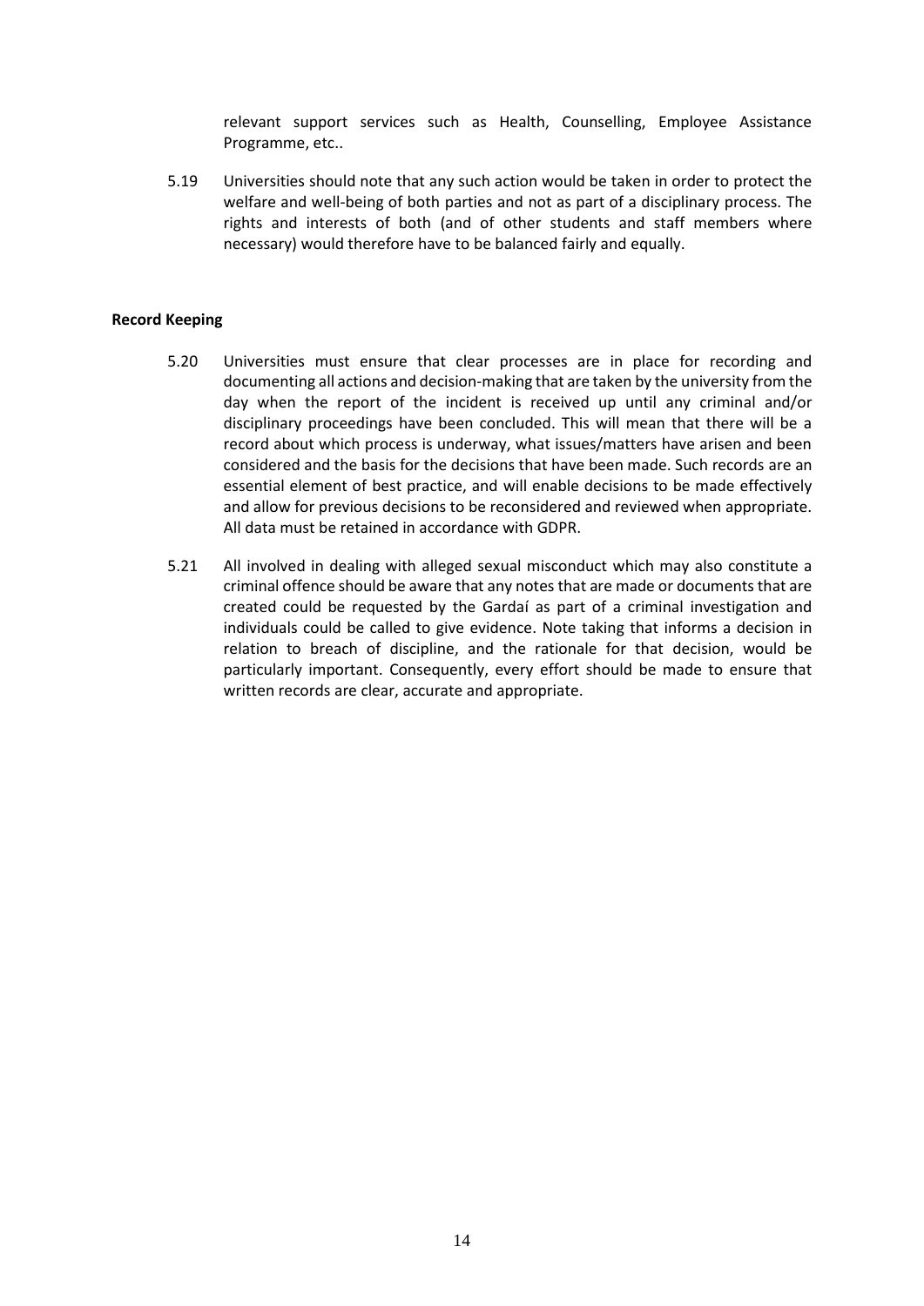relevant support services such as Health, Counselling, Employee Assistance Programme, etc..

5.19 Universities should note that any such action would be taken in order to protect the welfare and well-being of both parties and not as part of a disciplinary process. The rights and interests of both (and of other students and staff members where necessary) would therefore have to be balanced fairly and equally.

**Record Keeping**

5.20 Universities must ensure that clear processes are in place for recording and documenting all actions and decision-making that are taken by the university from the day when the report of the incident is received up until any criminal and/or disciplinary proceedings have been concluded. This will mean that there will be a record about which process is underway, what issues/matters have arisen and been considered and the basis for the decisions that have been made. Such records are an essential element of best practice, and will enable decisions to be made effectively and allow for previous decisions to be reconsidered and reviewed when appropriate. All data must be retained in accordance with GDPR.

5.21 All involved in dealing with alleged sexual misconduct which may also constitute a criminal offence should be aware that any notes that are made or documents that are created could be requested by the Gardaí as part of a criminal investigation and individuals could be called to give evidence. Note taking that informs a decision in relation to breach of discipline, and the rationale for that decision, would be particularly important. Consequently, every effort should be made to ensure that written records are clear, accurate and appropriate.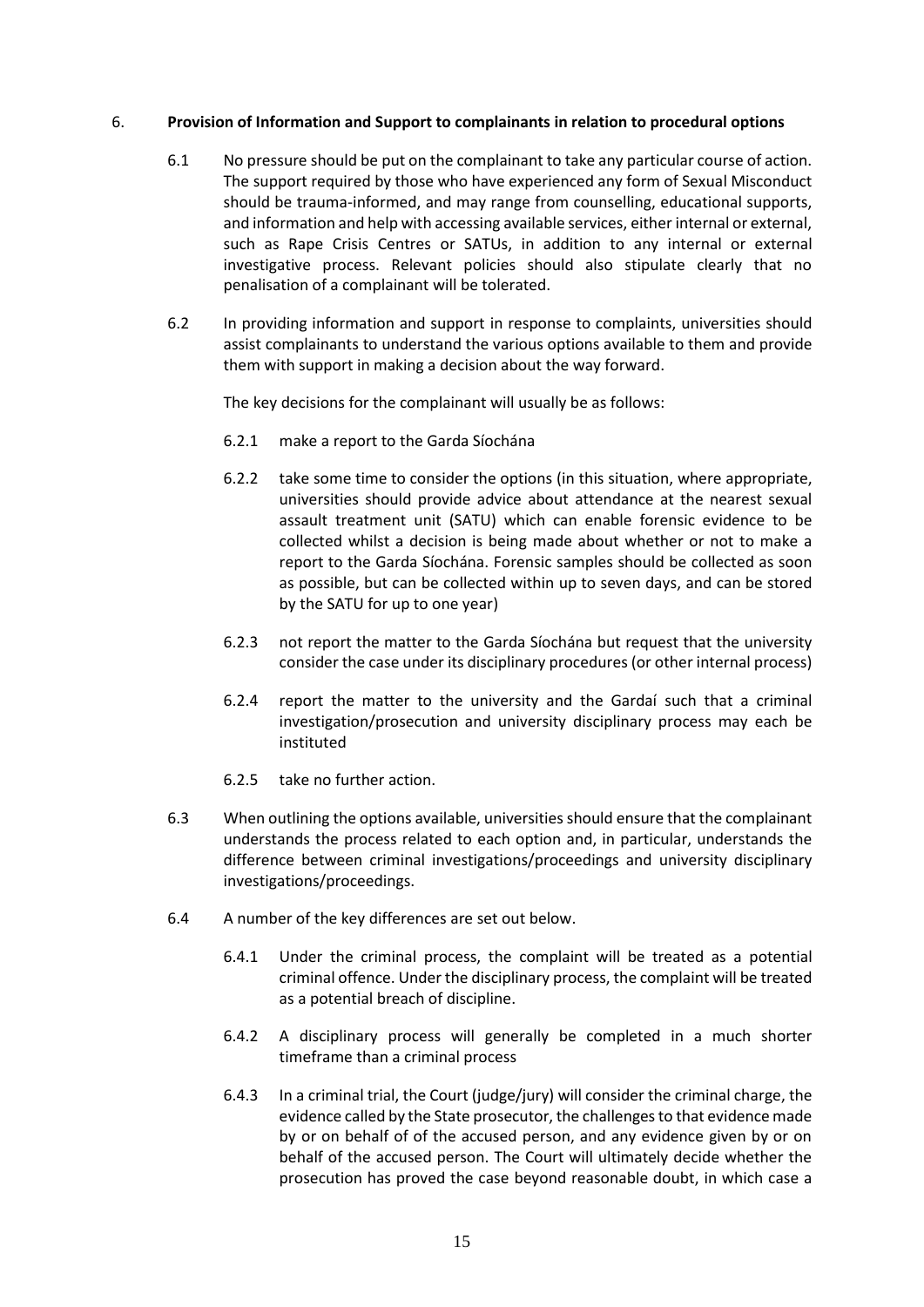## 6. **Provision of Information and Support to complainants in relation to procedural options**

6.1 No pressure should be put on the complainant to take any particular course of action. The support required by those who have experienced any form of Sexual Misconduct should be trauma-informed, and may range from counselling, educational supports, and information and help with accessing available services, either internal or external, such as Rape Crisis Centres or SATUs, in addition to any internal or external investigative process. Relevant policies should also stipulate clearly that no penalisation of a complainant will be tolerated.

6.2 In providing information and support in response to complaints, universities should assist complainants to understand the various options available to them and provide them with support in making a decision about the way forward.

The key decisions for the complainant will usually be as follows:

6.2.1 make a report to the Garda Síochána

6.2.2 take some time to consider the options (in this situation, where appropriate, universities should provide advice about attendance at the nearest sexual assault treatment unit (SATU) which can enable forensic evidence to be collected whilst a decision is being made about whether or not to make a report to the Garda Síochána. Forensic samples should be collected as soon as possible, but can be collected within up to seven days, and can be stored by the SATU for up to one year)

6.2.3 not report the matter to the Garda Síochána but request that the university consider the case under its disciplinary procedures (or other internal process)

6.2.4 report the matter to the university and the Gardaí such that a criminal investigation/prosecution and university disciplinary process may each be instituted

6.2.5 take no further action.

6.3 When outlining the options available, universities should ensure that the complainant understands the process related to each option and, in particular, understands the difference between criminal investigations/proceedings and university disciplinary investigations/proceedings.

6.4 A number of the key differences are set out below.

6.4.1 Under the criminal process, the complaint will be treated as a potential criminal offence. Under the disciplinary process, the complaint will be treated as a potential breach of discipline.

6.4.2 A disciplinary process will generally be completed in a much shorter timeframe than a criminal process

6.4.3 In a criminal trial, the Court (judge/jury) will consider the criminal charge, the evidence called by the State prosecutor, the challenges to that evidence made by or on behalf of of the accused person, and any evidence given by or on behalf of the accused person. The Court will ultimately decide whether the prosecution has proved the case beyond reasonable doubt, in which case a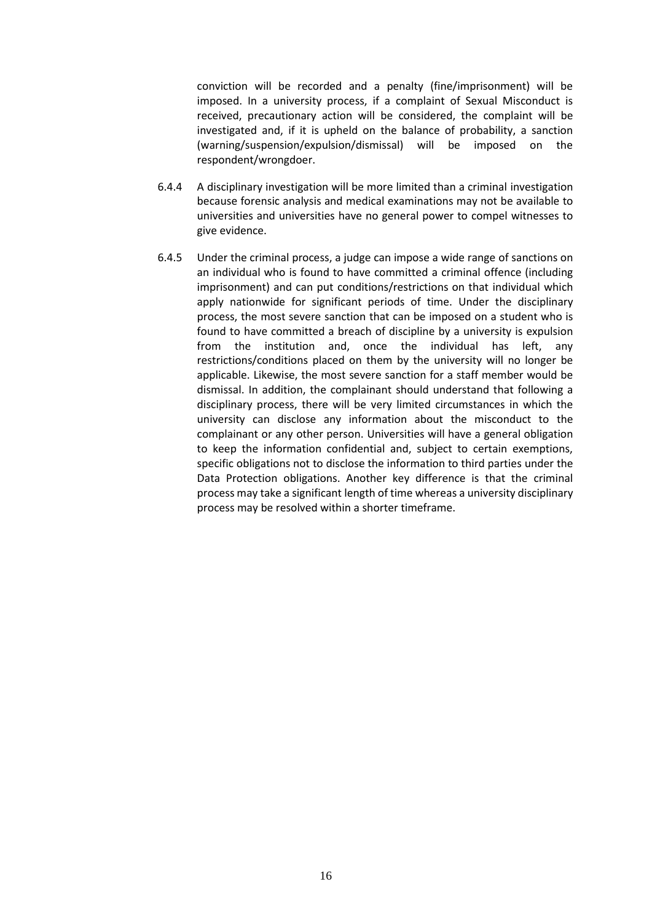conviction will be recorded and a penalty (fine/imprisonment) will be imposed. In a university process, if a complaint of Sexual Misconduct is received, precautionary action will be considered, the complaint will be investigated and, if it is upheld on the balance of probability, a sanction (warning/suspension/expulsion/dismissal) will be imposed on the respondent/wrongdoer.

6.4.4 A disciplinary investigation will be more limited than a criminal investigation because forensic analysis and medical examinations may not be available to universities and universities have no general power to compel witnesses to give evidence.

6.4.5 Under the criminal process, a judge can impose a wide range of sanctions on an individual who is found to have committed a criminal offence (including imprisonment) and can put conditions/restrictions on that individual which apply nationwide for significant periods of time. Under the disciplinary process, the most severe sanction that can be imposed on a student who is found to have committed a breach of discipline by a university is expulsion from the institution and, once the individual has left, any restrictions/conditions placed on them by the university will no longer be applicable. Likewise, the most severe sanction for a staff member would be dismissal. In addition, the complainant should understand that following a disciplinary process, there will be very limited circumstances in which the university can disclose any information about the misconduct to the complainant or any other person. Universities will have a general obligation to keep the information confidential and, subject to certain exemptions, specific obligations not to disclose the information to third parties under the Data Protection obligations. Another key difference is that the criminal process may take a significant length of time whereas a university disciplinary process may be resolved within a shorter timeframe.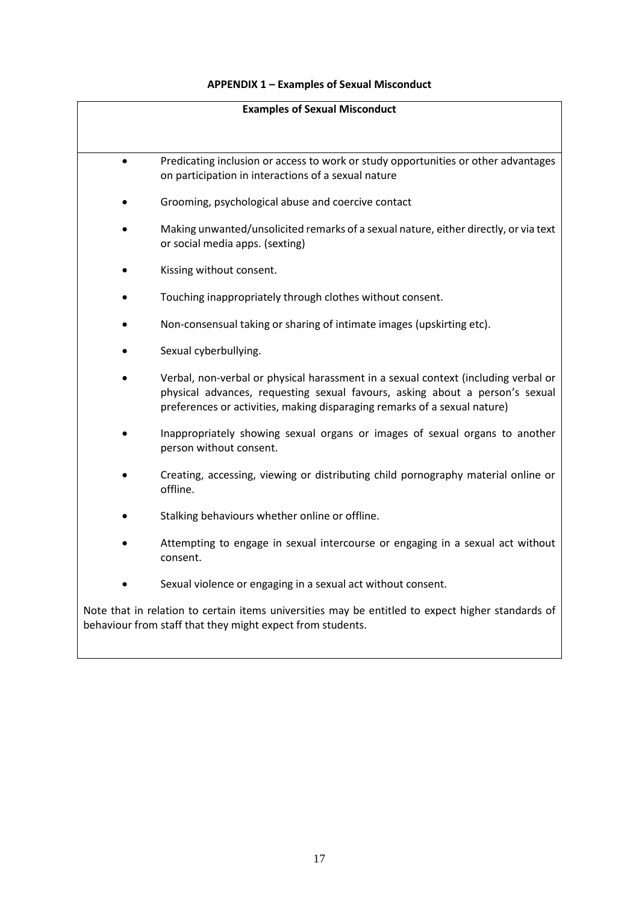## APPENDIX 1 – Examples of Sexual Misconduct

**Examples of Sexual Misconduct**

- Predicating inclusion or access to work or study opportunities or other advantages on participation in interactions of a sexual nature
- Grooming, psychological abuse and coercive contact
- Making unwanted/unsolicited remarks of a sexual nature, either directly, or via text or social media apps. (sexting)
- Kissing without consent.
- Touching inappropriately through clothes without consent.
- Non-consensual taking or sharing of intimate images (upskirting etc).
- Sexual cyberbullying.
- Verbal, non-verbal or physical harassment in a sexual context (including verbal or physical advances, requesting sexual favours, asking about a person's sexual preferences or activities, making disparaging remarks of a sexual nature)
- Inappropriately showing sexual organs or images of sexual organs to another person without consent.
- Creating, accessing, viewing or distributing child pornography material online or offline.
- Stalking behaviours whether online or offline.
- Attempting to engage in sexual intercourse or engaging in a sexual act without consent.
- Sexual violence or engaging in a sexual act without consent.

Note that in relation to certain items universities may be entitled to expect higher standards of behaviour from staff that they might expect from students.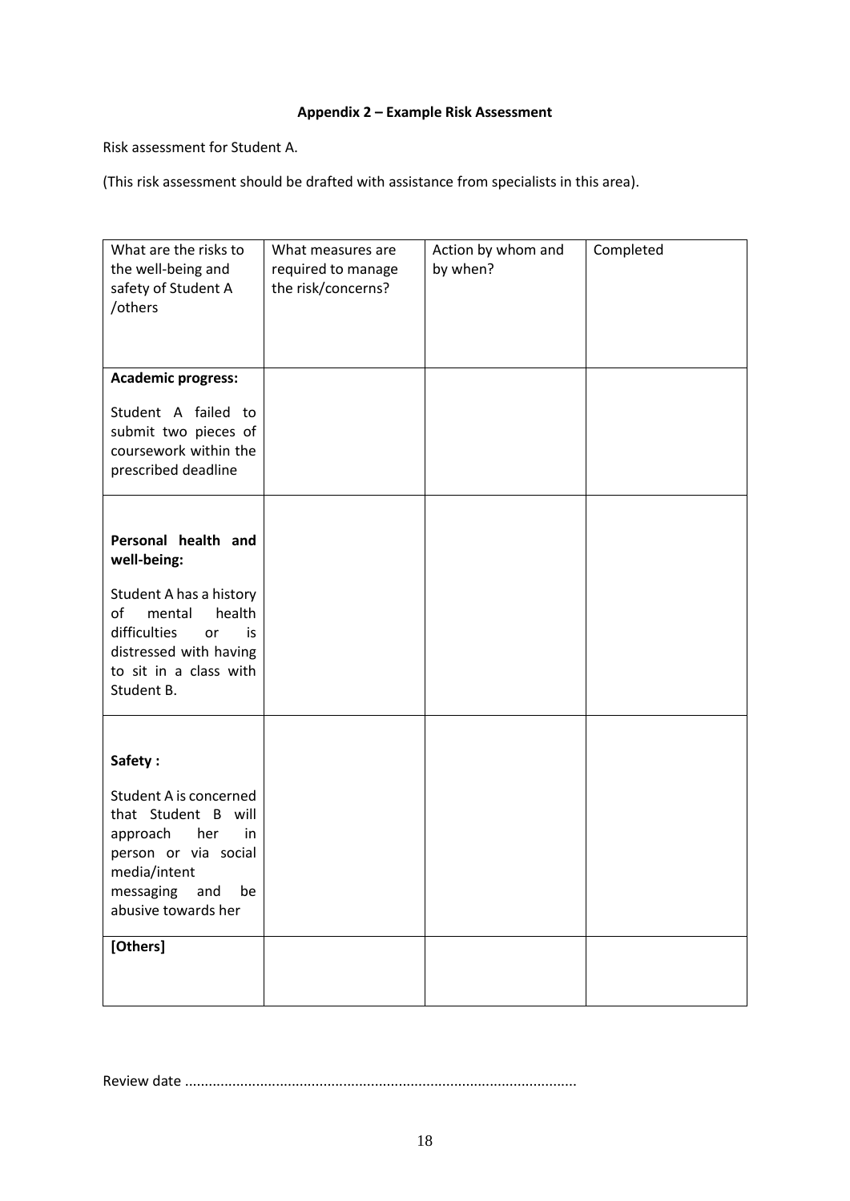**Appendix 2 – Example Risk Assessment**

Risk assessment for Student A.

(This risk assessment should be drafted with assistance from specialists in this area).

| What are the risks to the well-being and safety of Student A /others | What measures are required to manage the risk/concerns? | Action by whom and by when? | Completed |
|---|---|---|---|
| **Academic progress:** Student A failed to submit two pieces of coursework within the prescribed deadline | | | |
| **Personal health and well-being:** Student A has a history of mental health difficulties or is distressed with having to sit in a class with Student B. | | | |
| **Safety :** Student A is concerned that Student B will approach her in person or via social media/intent messaging and be abusive towards her | | | |
| **[Others]** | | | |

Review date ..................................................................................................